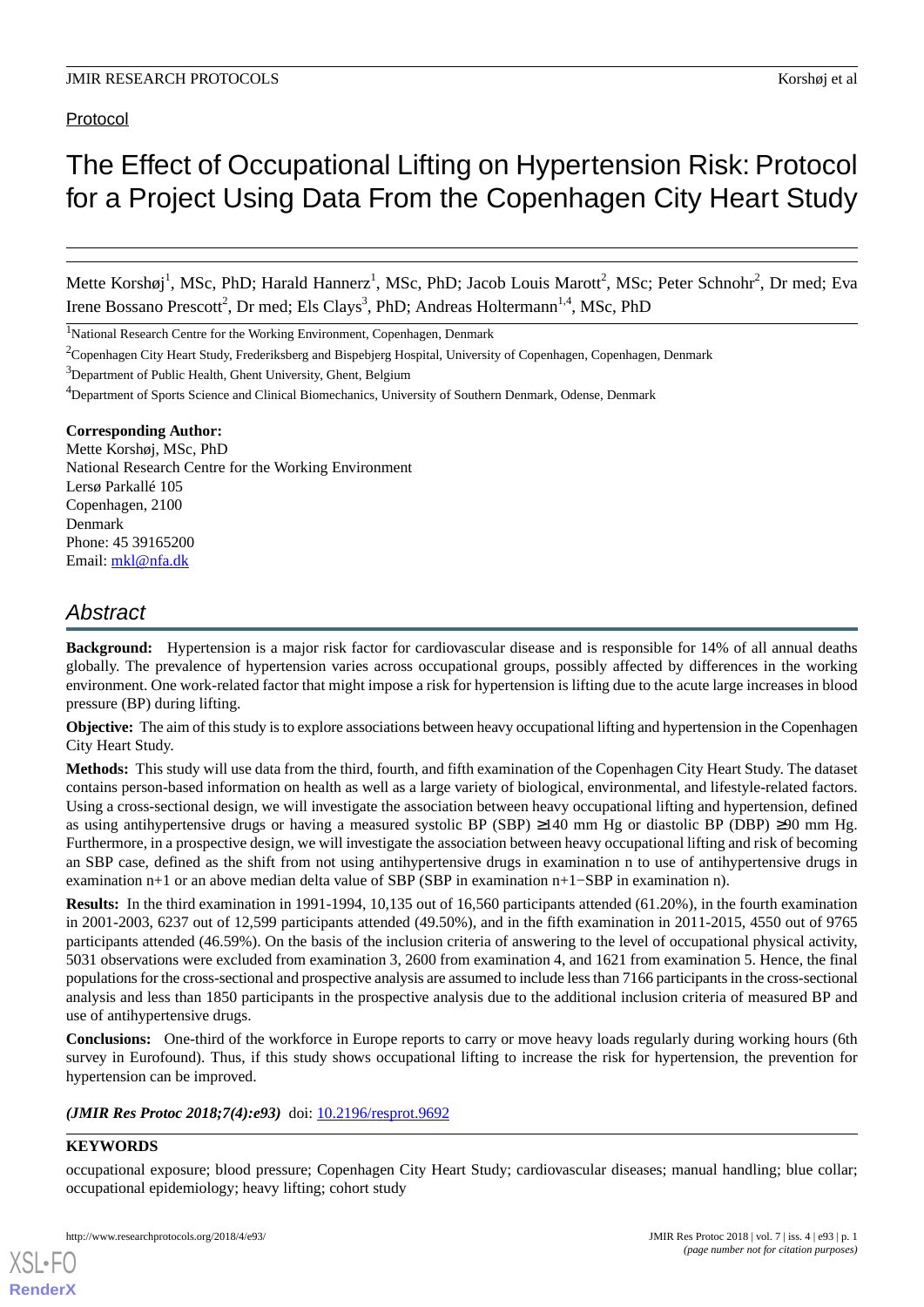Protocol

# The Effect of Occupational Lifting on Hypertension Risk: Protocol for a Project Using Data From the Copenhagen City Heart Study

Mette Korshøj[1], MSc, PhD; Harald Hannerz[1], MSc, PhD; Jacob Louis Marott[2], MSc; Peter Schnohr[2], Dr med; Eva Irene Bossano Prescott[2], Dr med; Els Clays[3], PhD; Andreas Holtermann[1,4], MSc, PhD

[1]National Research Centre for the Working Environment, Copenhagen, Denmark

[2]Copenhagen City Heart Study, Frederiksberg and Bispebjerg Hospital, University of Copenhagen, Copenhagen, Denmark

[3]Department of Public Health, Ghent University, Ghent, Belgium

[4]Department of Sports Science and Clinical Biomechanics, University of Southern Denmark, Odense, Denmark

**Corresponding Author:**
Mette Korshøj, MSc, PhD
National Research Centre for the Working Environment
Lersø Parkallé 105
Copenhagen, 2100
Denmark
Phone: 45 39165200
Email: mkl@nfa.dk

## Abstract

**Background:** Hypertension is a major risk factor for cardiovascular disease and is responsible for 14% of all annual deaths globally. The prevalence of hypertension varies across occupational groups, possibly affected by differences in the working environment. One work-related factor that might impose a risk for hypertension is lifting due to the acute large increases in blood pressure (BP) during lifting.

**Objective:** The aim of this study is to explore associations between heavy occupational lifting and hypertension in the Copenhagen City Heart Study.

**Methods:** This study will use data from the third, fourth, and fifth examination of the Copenhagen City Heart Study. The dataset contains person-based information on health as well as a large variety of biological, environmental, and lifestyle-related factors. Using a cross-sectional design, we will investigate the association between heavy occupational lifting and hypertension, defined as using antihypertensive drugs or having a measured systolic BP (SBP) ≥140 mm Hg or diastolic BP (DBP) ≥90 mm Hg. Furthermore, in a prospective design, we will investigate the association between heavy occupational lifting and risk of becoming an SBP case, defined as the shift from not using antihypertensive drugs in examination n to use of antihypertensive drugs in examination n+1 or an above median delta value of SBP (SBP in examination n+1−SBP in examination n).

**Results:** In the third examination in 1991-1994, 10,135 out of 16,560 participants attended (61.20%), in the fourth examination in 2001-2003, 6237 out of 12,599 participants attended (49.50%), and in the fifth examination in 2011-2015, 4550 out of 9765 participants attended (46.59%). On the basis of the inclusion criteria of answering to the level of occupational physical activity, 5031 observations were excluded from examination 3, 2600 from examination 4, and 1621 from examination 5. Hence, the final populations for the cross-sectional and prospective analysis are assumed to include less than 7166 participants in the cross-sectional analysis and less than 1850 participants in the prospective analysis due to the additional inclusion criteria of measured BP and use of antihypertensive drugs.

**Conclusions:** One-third of the workforce in Europe reports to carry or move heavy loads regularly during working hours (6th survey in Eurofound). Thus, if this study shows occupational lifting to increase the risk for hypertension, the prevention for hypertension can be improved.

***(JMIR Res Protoc 2018;7(4):e93)*** doi: 10.2196/resprot.9692

**KEYWORDS**

occupational exposure; blood pressure; Copenhagen City Heart Study; cardiovascular diseases; manual handling; blue collar; occupational epidemiology; heavy lifting; cohort study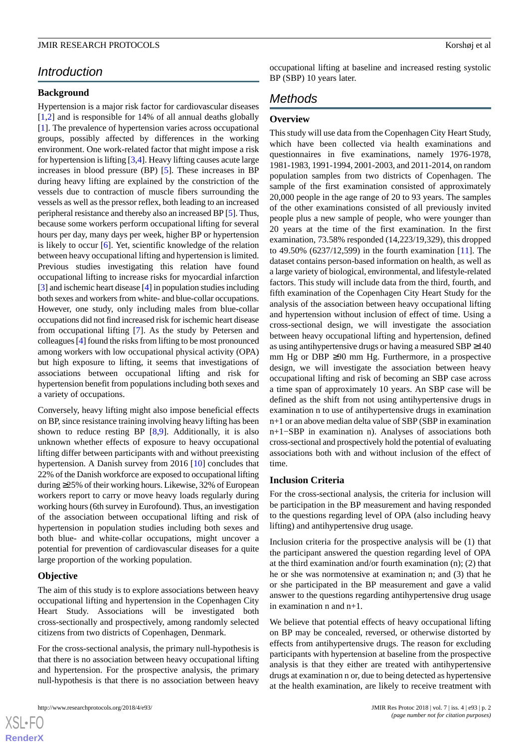## Introduction

### Background

Hypertension is a major risk factor for cardiovascular diseases [1,2] and is responsible for 14% of all annual deaths globally [1]. The prevalence of hypertension varies across occupational groups, possibly affected by differences in the working environment. One work-related factor that might impose a risk for hypertension is lifting [3,4]. Heavy lifting causes acute large increases in blood pressure (BP) [5]. These increases in BP during heavy lifting are explained by the constriction of the vessels due to contraction of muscle fibers surrounding the vessels as well as the pressor reflex, both leading to an increased peripheral resistance and thereby also an increased BP [5]. Thus, because some workers perform occupational lifting for several hours per day, many days per week, higher BP or hypertension is likely to occur [6]. Yet, scientific knowledge of the relation between heavy occupational lifting and hypertension is limited. Previous studies investigating this relation have found occupational lifting to increase risks for myocardial infarction [3] and ischemic heart disease [4] in population studies including both sexes and workers from white- and blue-collar occupations. However, one study, only including males from blue-collar occupations did not find increased risk for ischemic heart disease from occupational lifting [7]. As the study by Petersen and colleagues [4] found the risks from lifting to be most pronounced among workers with low occupational physical activity (OPA) but high exposure to lifting, it seems that investigations of associations between occupational lifting and risk for hypertension benefit from populations including both sexes and a variety of occupations.

Conversely, heavy lifting might also impose beneficial effects on BP, since resistance training involving heavy lifting has been shown to reduce resting BP [8,9]. Additionally, it is also unknown whether effects of exposure to heavy occupational lifting differ between participants with and without preexisting hypertension. A Danish survey from 2016 [10] concludes that 22% of the Danish workforce are exposed to occupational lifting during ≥25% of their working hours. Likewise, 32% of European workers report to carry or move heavy loads regularly during working hours (6th survey in Eurofound). Thus, an investigation of the association between occupational lifting and risk of hypertension in population studies including both sexes and both blue- and white-collar occupations, might uncover a potential for prevention of cardiovascular diseases for a quite large proportion of the working population.

### Objective

The aim of this study is to explore associations between heavy occupational lifting and hypertension in the Copenhagen City Heart Study. Associations will be investigated both cross-sectionally and prospectively, among randomly selected citizens from two districts of Copenhagen, Denmark.

For the cross-sectional analysis, the primary null-hypothesis is that there is no association between heavy occupational lifting and hypertension. For the prospective analysis, the primary null-hypothesis is that there is no association between heavy occupational lifting at baseline and increased resting systolic BP (SBP) 10 years later.

## Methods

### Overview

This study will use data from the Copenhagen City Heart Study, which have been collected via health examinations and questionnaires in five examinations, namely 1976-1978, 1981-1983, 1991-1994, 2001-2003, and 2011-2014, on random population samples from two districts of Copenhagen. The sample of the first examination consisted of approximately 20,000 people in the age range of 20 to 93 years. The samples of the other examinations consisted of all previously invited people plus a new sample of people, who were younger than 20 years at the time of the first examination. In the first examination, 73.58% responded (14,223/19,329), this dropped to 49.50% (6237/12,599) in the fourth examination [11]. The dataset contains person-based information on health, as well as a large variety of biological, environmental, and lifestyle-related factors. This study will include data from the third, fourth, and fifth examination of the Copenhagen City Heart Study for the analysis of the association between heavy occupational lifting and hypertension without inclusion of effect of time. Using a cross-sectional design, we will investigate the association between heavy occupational lifting and hypertension, defined as using antihypertensive drugs or having a measured SBP ≥140 mm Hg or DBP ≥90 mm Hg. Furthermore, in a prospective design, we will investigate the association between heavy occupational lifting and risk of becoming an SBP case across a time span of approximately 10 years. An SBP case will be defined as the shift from not using antihypertensive drugs in examination n to use of antihypertensive drugs in examination n+1 or an above median delta value of SBP (SBP in examination n+1−SBP in examination n). Analyses of associations both cross-sectional and prospectively hold the potential of evaluating associations both with and without inclusion of the effect of time.

### Inclusion Criteria

For the cross-sectional analysis, the criteria for inclusion will be participation in the BP measurement and having responded to the questions regarding level of OPA (also including heavy lifting) and antihypertensive drug usage.

Inclusion criteria for the prospective analysis will be (1) that the participant answered the question regarding level of OPA at the third examination and/or fourth examination (n); (2) that he or she was normotensive at examination n; and (3) that he or she participated in the BP measurement and gave a valid answer to the questions regarding antihypertensive drug usage in examination n and n+1.

We believe that potential effects of heavy occupational lifting on BP may be concealed, reversed, or otherwise distorted by effects from antihypertensive drugs. The reason for excluding participants with hypertension at baseline from the prospective analysis is that they either are treated with antihypertensive drugs at examination n or, due to being detected as hypertensive at the health examination, are likely to receive treatment with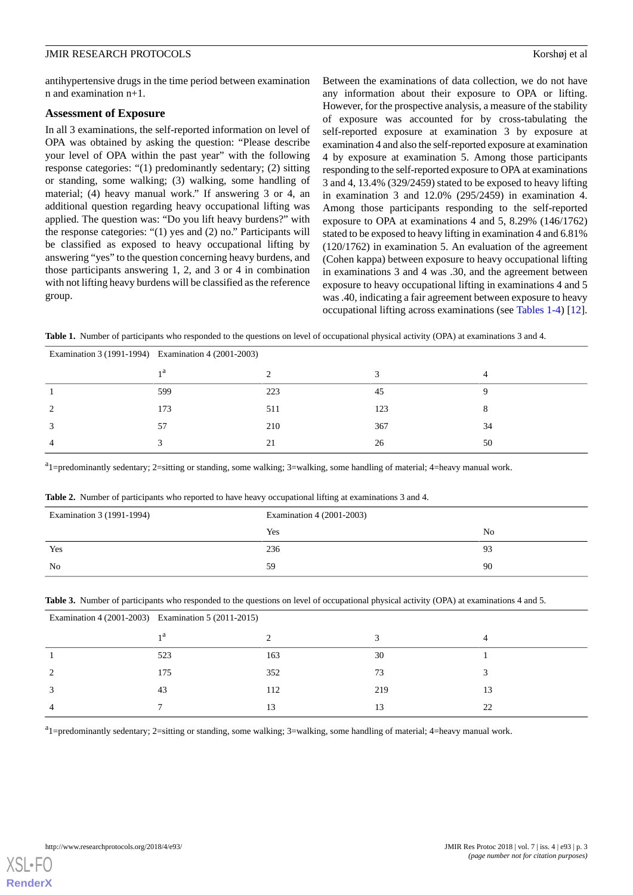antihypertensive drugs in the time period between examination n and examination n+1.

### Assessment of Exposure

In all 3 examinations, the self-reported information on level of OPA was obtained by asking the question: "Please describe your level of OPA within the past year" with the following response categories: "(1) predominantly sedentary; (2) sitting or standing, some walking; (3) walking, some handling of material; (4) heavy manual work." If answering 3 or 4, an additional question regarding heavy occupational lifting was applied. The question was: "Do you lift heavy burdens?" with the response categories: "(1) yes and (2) no." Participants will be classified as exposed to heavy occupational lifting by answering "yes" to the question concerning heavy burdens, and those participants answering 1, 2, and 3 or 4 in combination with not lifting heavy burdens will be classified as the reference group.

Between the examinations of data collection, we do not have any information about their exposure to OPA or lifting. However, for the prospective analysis, a measure of the stability of exposure was accounted for by cross-tabulating the self-reported exposure at examination 3 by exposure at examination 4 and also the self-reported exposure at examination 4 by exposure at examination 5. Among those participants responding to the self-reported exposure to OPA at examinations 3 and 4, 13.4% (329/2459) stated to be exposed to heavy lifting in examination 3 and 12.0% (295/2459) in examination 4. Among those participants responding to the self-reported exposure to OPA at examinations 4 and 5, 8.29% (146/1762) stated to be exposed to heavy lifting in examination 4 and 6.81% (120/1762) in examination 5. An evaluation of the agreement (Cohen kappa) between exposure to heavy occupational lifting in examinations 3 and 4 was .30, and the agreement between exposure to heavy occupational lifting in examinations 4 and 5 was .40, indicating a fair agreement between exposure to heavy occupational lifting across examinations (see Tables 1-4) [12].

**Table 1.** Number of participants who responded to the questions on level of occupational physical activity (OPA) at examinations 3 and 4.

| Examination 3 (1991-1994) | Examination 4 (2001-2003) | | | |
|---|---|---|---|---|
| | 1[a] | 2 | 3 | 4 |
| 1 | 599 | 223 | 45 | 9 |
| 2 | 173 | 511 | 123 | 8 |
| 3 | 57 | 210 | 367 | 34 |
| 4 | 3 | 21 | 26 | 50 |

[a]1=predominantly sedentary; 2=sitting or standing, some walking; 3=walking, some handling of material; 4=heavy manual work.

**Table 2.** Number of participants who reported to have heavy occupational lifting at examinations 3 and 4.

| Examination 3 (1991-1994) | Examination 4 (2001-2003) | |
|---|---|---|
| | Yes | No |
| Yes | 236 | 93 |
| No | 59 | 90 |

**Table 3.** Number of participants who responded to the questions on level of occupational physical activity (OPA) at examinations 4 and 5.

| Examination 4 (2001-2003) | Examination 5 (2011-2015) | | | |
|---|---|---|---|---|
| | 1[a] | 2 | 3 | 4 |
| 1 | 523 | 163 | 30 | 1 |
| 2 | 175 | 352 | 73 | 3 |
| 3 | 43 | 112 | 219 | 13 |
| 4 | 7 | 13 | 13 | 22 |

[a]1=predominantly sedentary; 2=sitting or standing, some walking; 3=walking, some handling of material; 4=heavy manual work.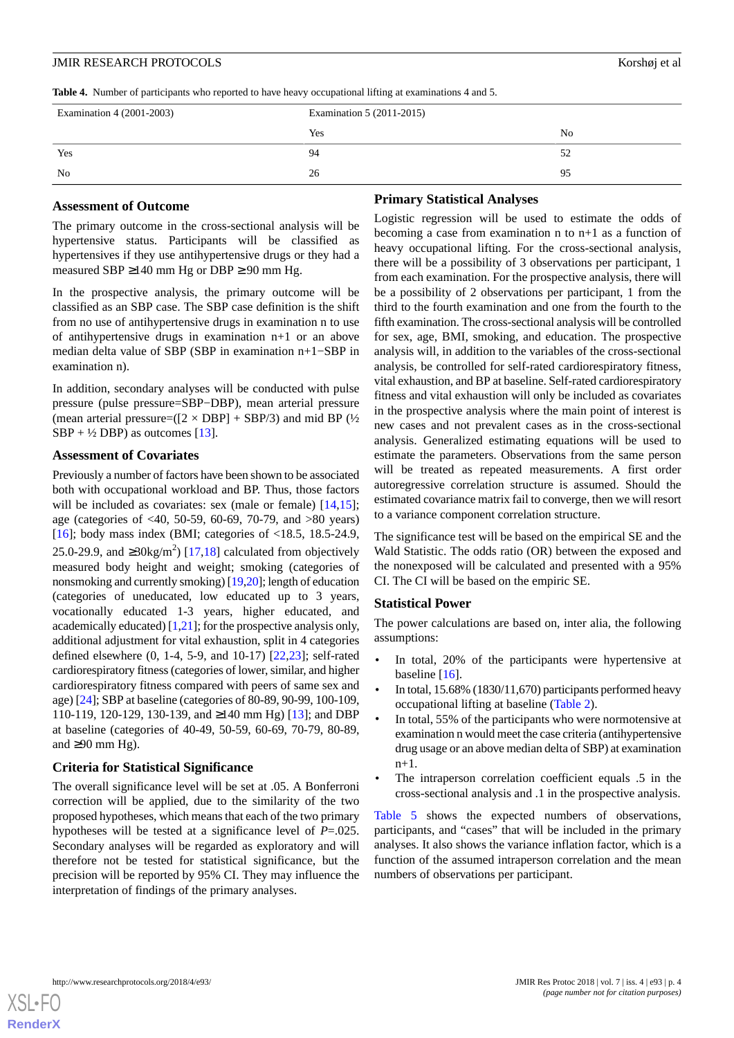**Table 4.** Number of participants who reported to have heavy occupational lifting at examinations 4 and 5.

| Examination 4 (2001-2003) | Examination 5 (2011-2015) | |
|---|---|---|
| | Yes | No |
| Yes | 94 | 52 |
| No | 26 | 95 |

### Assessment of Outcome

The primary outcome in the cross-sectional analysis will be hypertensive status. Participants will be classified as hypertensives if they use antihypertensive drugs or they had a measured SBP ≥140 mm Hg or DBP ≥90 mm Hg.

In the prospective analysis, the primary outcome will be classified as an SBP case. The SBP case definition is the shift from no use of antihypertensive drugs in examination n to use of antihypertensive drugs in examination n+1 or an above median delta value of SBP (SBP in examination n+1−SBP in examination n).

In addition, secondary analyses will be conducted with pulse pressure (pulse pressure=SBP−DBP), mean arterial pressure (mean arterial pressure=([2 × DBP] + SBP/3) and mid BP (½ SBP + ½ DBP) as outcomes [13].

### Assessment of Covariates

Previously a number of factors have been shown to be associated both with occupational workload and BP. Thus, those factors will be included as covariates: sex (male or female) [14,15]; age (categories of <40, 50-59, 60-69, 70-79, and >80 years) [16]; body mass index (BMI; categories of <18.5, 18.5-24.9, 25.0-29.9, and ≥30kg/m$^2$) [17,18] calculated from objectively measured body height and weight; smoking (categories of nonsmoking and currently smoking) [19,20]; length of education (categories of uneducated, low educated up to 3 years, vocationally educated 1-3 years, higher educated, and academically educated) [1,21]; for the prospective analysis only, additional adjustment for vital exhaustion, split in 4 categories defined elsewhere (0, 1-4, 5-9, and 10-17) [22,23]; self-rated cardiorespiratory fitness (categories of lower, similar, and higher cardiorespiratory fitness compared with peers of same sex and age) [24]; SBP at baseline (categories of 80-89, 90-99, 100-109, 110-119, 120-129, 130-139, and ≥140 mm Hg) [13]; and DBP at baseline (categories of 40-49, 50-59, 60-69, 70-79, 80-89, and ≥90 mm Hg).

### Criteria for Statistical Significance

The overall significance level will be set at .05. A Bonferroni correction will be applied, due to the similarity of the two proposed hypotheses, which means that each of the two primary hypotheses will be tested at a significance level of *P*=.025. Secondary analyses will be regarded as exploratory and will therefore not be tested for statistical significance, but the precision will be reported by 95% CI. They may influence the interpretation of findings of the primary analyses.

## Primary Statistical Analyses

Logistic regression will be used to estimate the odds of becoming a case from examination n to n+1 as a function of heavy occupational lifting. For the cross-sectional analysis, there will be a possibility of 3 observations per participant, 1 from each examination. For the prospective analysis, there will be a possibility of 2 observations per participant, 1 from the third to the fourth examination and one from the fourth to the fifth examination. The cross-sectional analysis will be controlled for sex, age, BMI, smoking, and education. The prospective analysis will, in addition to the variables of the cross-sectional analysis, be controlled for self-rated cardiorespiratory fitness, vital exhaustion, and BP at baseline. Self-rated cardiorespiratory fitness and vital exhaustion will only be included as covariates in the prospective analysis where the main point of interest is new cases and not prevalent cases as in the cross-sectional analysis. Generalized estimating equations will be used to estimate the parameters. Observations from the same person will be treated as repeated measurements. A first order autoregressive correlation structure is assumed. Should the estimated covariance matrix fail to converge, then we will resort to a variance component correlation structure.

The significance test will be based on the empirical SE and the Wald Statistic. The odds ratio (OR) between the exposed and the nonexposed will be calculated and presented with a 95% CI. The CI will be based on the empiric SE.

### Statistical Power

The power calculations are based on, inter alia, the following assumptions:

- In total, 20% of the participants were hypertensive at baseline [16].
- In total, 15.68% (1830/11,670) participants performed heavy occupational lifting at baseline (Table 2).
- In total, 55% of the participants who were normotensive at examination n would meet the case criteria (antihypertensive drug usage or an above median delta of SBP) at examination n+1.
- The intraperson correlation coefficient equals .5 in the cross-sectional analysis and .1 in the prospective analysis.

Table 5 shows the expected numbers of observations, participants, and "cases" that will be included in the primary analyses. It also shows the variance inflation factor, which is a function of the assumed intraperson correlation and the mean numbers of observations per participant.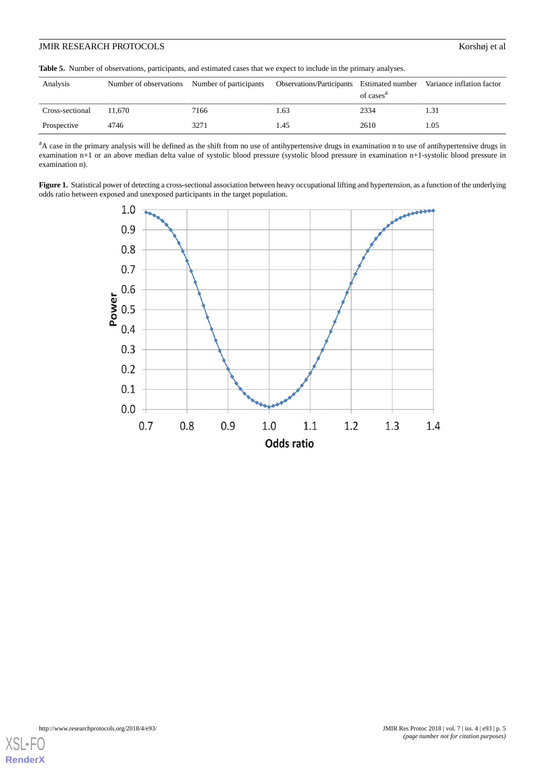**Table 5.** Number of observations, participants, and estimated cases that we expect to include in the primary analyses.

| Analysis | Number of observations | Number of participants | Observations/Participants | Estimated number of cases[a] | Variance inflation factor |
|---|---|---|---|---|---|
| Cross-sectional | 11,670 | 7166 | 1.63 | 2334 | 1.31 |
| Prospective | 4746 | 3271 | 1.45 | 2610 | 1.05 |

[a]A case in the primary analysis will be defined as the shift from no use of antihypertensive drugs in examination n to use of antihypertensive drugs in examination n+1 or an above median delta value of systolic blood pressure (systolic blood pressure in examination n+1-systolic blood pressure in examination n).

**Figure 1.** Statistical power of detecting a cross-sectional association between heavy occupational lifting and hypertension, as a function of the underlying odds ratio between exposed and unexposed participants in the target population.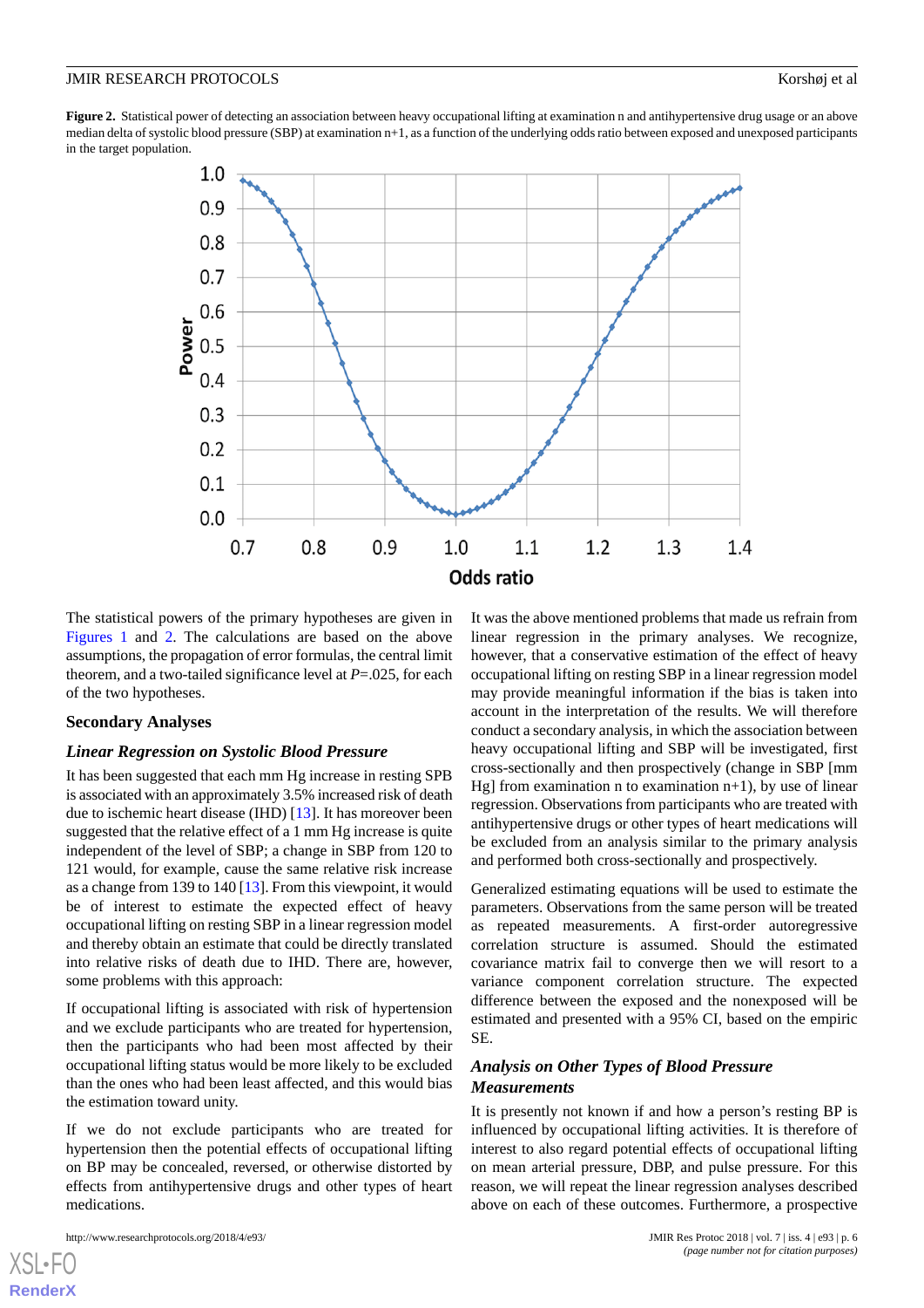**Figure 2.** Statistical power of detecting an association between heavy occupational lifting at examination n and antihypertensive drug usage or an above median delta of systolic blood pressure (SBP) at examination n+1, as a function of the underlying odds ratio between exposed and unexposed participants in the target population.

The statistical powers of the primary hypotheses are given in Figures 1 and 2. The calculations are based on the above assumptions, the propagation of error formulas, the central limit theorem, and a two-tailed significance level at *P*=.025, for each of the two hypotheses.

## Secondary Analyses

### *Linear Regression on Systolic Blood Pressure*

It has been suggested that each mm Hg increase in resting SPB is associated with an approximately 3.5% increased risk of death due to ischemic heart disease (IHD) [13]. It has moreover been suggested that the relative effect of a 1 mm Hg increase is quite independent of the level of SBP; a change in SBP from 120 to 121 would, for example, cause the same relative risk increase as a change from 139 to 140 [13]. From this viewpoint, it would be of interest to estimate the expected effect of heavy occupational lifting on resting SBP in a linear regression model and thereby obtain an estimate that could be directly translated into relative risks of death due to IHD. There are, however, some problems with this approach:

If occupational lifting is associated with risk of hypertension and we exclude participants who are treated for hypertension, then the participants who had been most affected by their occupational lifting status would be more likely to be excluded than the ones who had been least affected, and this would bias the estimation toward unity.

If we do not exclude participants who are treated for hypertension then the potential effects of occupational lifting on BP may be concealed, reversed, or otherwise distorted by effects from antihypertensive drugs and other types of heart medications.

It was the above mentioned problems that made us refrain from linear regression in the primary analyses. We recognize, however, that a conservative estimation of the effect of heavy occupational lifting on resting SBP in a linear regression model may provide meaningful information if the bias is taken into account in the interpretation of the results. We will therefore conduct a secondary analysis, in which the association between heavy occupational lifting and SBP will be investigated, first cross-sectionally and then prospectively (change in SBP [mm Hg] from examination n to examination n+1), by use of linear regression. Observations from participants who are treated with antihypertensive drugs or other types of heart medications will be excluded from an analysis similar to the primary analysis and performed both cross-sectionally and prospectively.

Generalized estimating equations will be used to estimate the parameters. Observations from the same person will be treated as repeated measurements. A first-order autoregressive correlation structure is assumed. Should the estimated covariance matrix fail to converge then we will resort to a variance component correlation structure. The expected difference between the exposed and the nonexposed will be estimated and presented with a 95% CI, based on the empiric SE.

### *Analysis on Other Types of Blood Pressure Measurements*

It is presently not known if and how a person's resting BP is influenced by occupational lifting activities. It is therefore of interest to also regard potential effects of occupational lifting on mean arterial pressure, DBP, and pulse pressure. For this reason, we will repeat the linear regression analyses described above on each of these outcomes. Furthermore, a prospective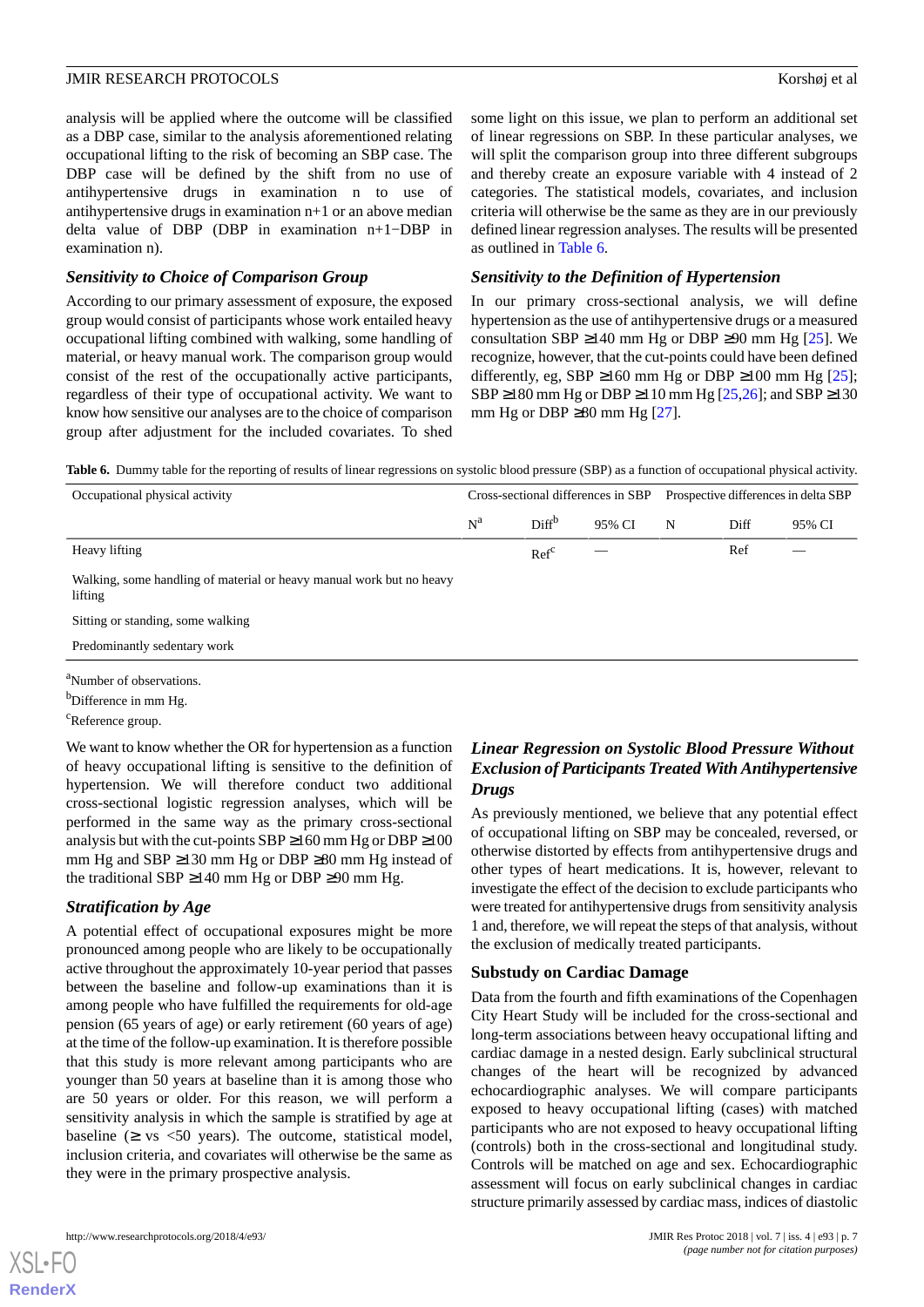analysis will be applied where the outcome will be classified as a DBP case, similar to the analysis aforementioned relating occupational lifting to the risk of becoming an SBP case. The DBP case will be defined by the shift from no use of antihypertensive drugs in examination n to use of antihypertensive drugs in examination n+1 or an above median delta value of DBP (DBP in examination n+1−DBP in examination n).

### *Sensitivity to Choice of Comparison Group*

According to our primary assessment of exposure, the exposed group would consist of participants whose work entailed heavy occupational lifting combined with walking, some handling of material, or heavy manual work. The comparison group would consist of the rest of the occupationally active participants, regardless of their type of occupational activity. We want to know how sensitive our analyses are to the choice of comparison group after adjustment for the included covariates. To shed some light on this issue, we plan to perform an additional set of linear regressions on SBP. In these particular analyses, we will split the comparison group into three different subgroups and thereby create an exposure variable with 4 instead of 2 categories. The statistical models, covariates, and inclusion criteria will otherwise be the same as they are in our previously defined linear regression analyses. The results will be presented as outlined in Table 6.

### *Sensitivity to the Definition of Hypertension*

In our primary cross-sectional analysis, we will define hypertension as the use of antihypertensive drugs or a measured consultation SBP ≥140 mm Hg or DBP ≥90 mm Hg [25]. We recognize, however, that the cut-points could have been defined differently, eg, SBP ≥160 mm Hg or DBP ≥100 mm Hg [25]; SBP ≥180 mm Hg or DBP ≥110 mm Hg [25,26]; and SBP ≥130 mm Hg or DBP ≥80 mm Hg [27].

**Table 6.** Dummy table for the reporting of results of linear regressions on systolic blood pressure (SBP) as a function of occupational physical activity.

| Occupational physical activity | Cross-sectional differences in SBP | | | Prospective differences in delta SBP | | |
|---|---|---|---|---|---|---|
| | N[a] | Diff[b] | 95% CI | N | Diff | 95% CI |
| Heavy lifting | | Ref[c] | — | | Ref | — |
| Walking, some handling of material or heavy manual work but no heavy lifting | | | | | | |
| Sitting or standing, some walking | | | | | | |
| Predominantly sedentary work | | | | | | |

[a]Number of observations.

[b]Difference in mm Hg.

[c]Reference group.

We want to know whether the OR for hypertension as a function of heavy occupational lifting is sensitive to the definition of hypertension. We will therefore conduct two additional cross-sectional logistic regression analyses, which will be performed in the same way as the primary cross-sectional analysis but with the cut-points SBP ≥160 mm Hg or DBP ≥100 mm Hg and SBP ≥130 mm Hg or DBP ≥80 mm Hg instead of the traditional SBP ≥140 mm Hg or DBP ≥90 mm Hg.

### *Stratification by Age*

A potential effect of occupational exposures might be more pronounced among people who are likely to be occupationally active throughout the approximately 10-year period that passes between the baseline and follow-up examinations than it is among people who have fulfilled the requirements for old-age pension (65 years of age) or early retirement (60 years of age) at the time of the follow-up examination. It is therefore possible that this study is more relevant among participants who are younger than 50 years at baseline than it is among those who are 50 years or older. For this reason, we will perform a sensitivity analysis in which the sample is stratified by age at baseline (≥ vs <50 years). The outcome, statistical model, inclusion criteria, and covariates will otherwise be the same as they were in the primary prospective analysis.

### *Linear Regression on Systolic Blood Pressure Without Exclusion of Participants Treated With Antihypertensive Drugs*

As previously mentioned, we believe that any potential effect of occupational lifting on SBP may be concealed, reversed, or otherwise distorted by effects from antihypertensive drugs and other types of heart medications. It is, however, relevant to investigate the effect of the decision to exclude participants who were treated for antihypertensive drugs from sensitivity analysis 1 and, therefore, we will repeat the steps of that analysis, without the exclusion of medically treated participants.

## Substudy on Cardiac Damage

Data from the fourth and fifth examinations of the Copenhagen City Heart Study will be included for the cross-sectional and long-term associations between heavy occupational lifting and cardiac damage in a nested design. Early subclinical structural changes of the heart will be recognized by advanced echocardiographic analyses. We will compare participants exposed to heavy occupational lifting (cases) with matched participants who are not exposed to heavy occupational lifting (controls) both in the cross-sectional and longitudinal study. Controls will be matched on age and sex. Echocardiographic assessment will focus on early subclinical changes in cardiac structure primarily assessed by cardiac mass, indices of diastolic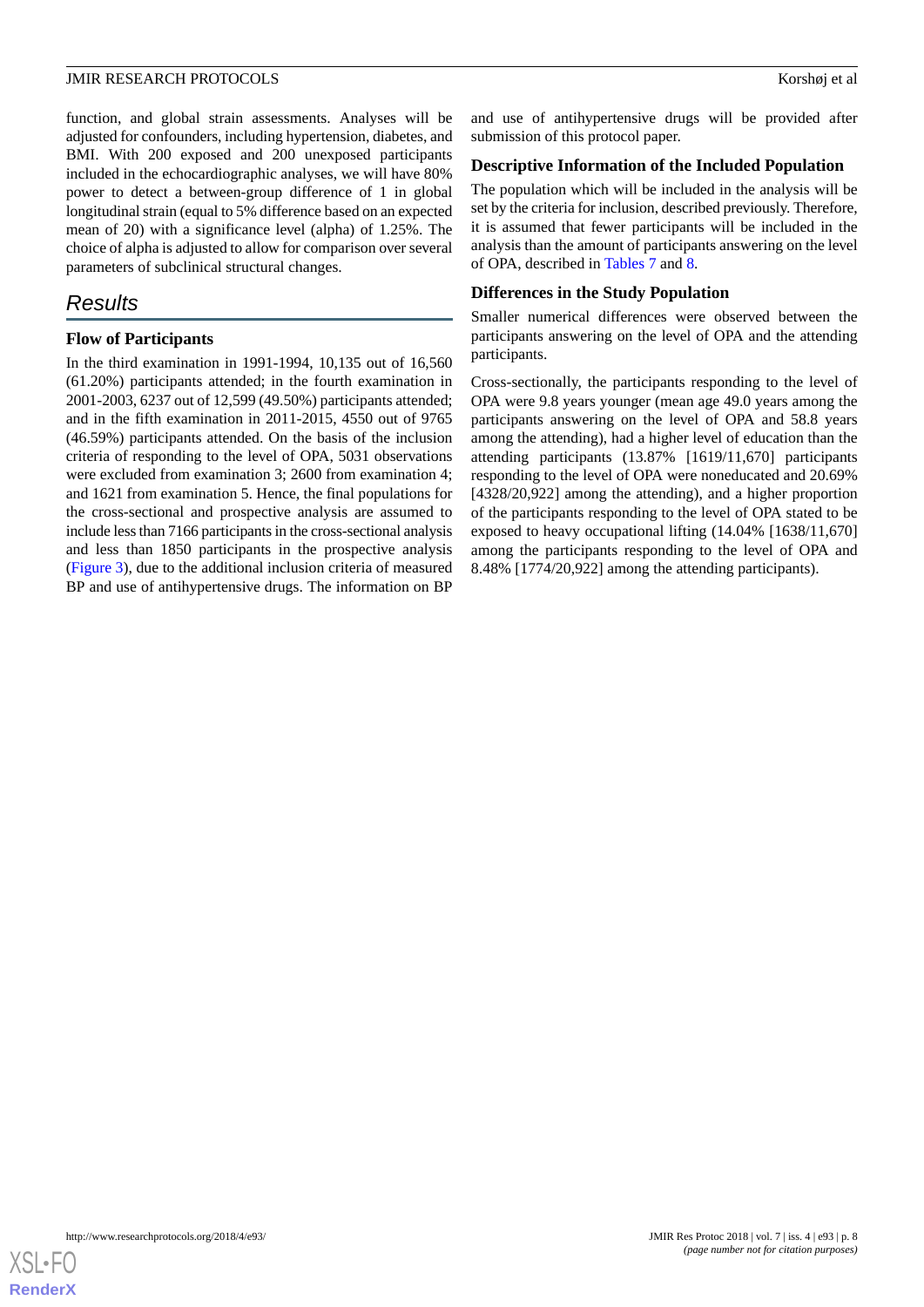function, and global strain assessments. Analyses will be adjusted for confounders, including hypertension, diabetes, and BMI. With 200 exposed and 200 unexposed participants included in the echocardiographic analyses, we will have 80% power to detect a between-group difference of 1 in global longitudinal strain (equal to 5% difference based on an expected mean of 20) with a significance level (alpha) of 1.25%. The choice of alpha is adjusted to allow for comparison over several parameters of subclinical structural changes.

## Results

### Flow of Participants

In the third examination in 1991-1994, 10,135 out of 16,560 (61.20%) participants attended; in the fourth examination in 2001-2003, 6237 out of 12,599 (49.50%) participants attended; and in the fifth examination in 2011-2015, 4550 out of 9765 (46.59%) participants attended. On the basis of the inclusion criteria of responding to the level of OPA, 5031 observations were excluded from examination 3; 2600 from examination 4; and 1621 from examination 5. Hence, the final populations for the cross-sectional and prospective analysis are assumed to include less than 7166 participants in the cross-sectional analysis and less than 1850 participants in the prospective analysis (Figure 3), due to the additional inclusion criteria of measured BP and use of antihypertensive drugs. The information on BP and use of antihypertensive drugs will be provided after submission of this protocol paper.

### Descriptive Information of the Included Population

The population which will be included in the analysis will be set by the criteria for inclusion, described previously. Therefore, it is assumed that fewer participants will be included in the analysis than the amount of participants answering on the level of OPA, described in Tables 7 and 8.

### Differences in the Study Population

Smaller numerical differences were observed between the participants answering on the level of OPA and the attending participants.

Cross-sectionally, the participants responding to the level of OPA were 9.8 years younger (mean age 49.0 years among the participants answering on the level of OPA and 58.8 years among the attending), had a higher level of education than the attending participants (13.87% [1619/11,670] participants responding to the level of OPA were noneducated and 20.69% [4328/20,922] among the attending), and a higher proportion of the participants responding to the level of OPA stated to be exposed to heavy occupational lifting (14.04% [1638/11,670] among the participants responding to the level of OPA and 8.48% [1774/20,922] among the attending participants).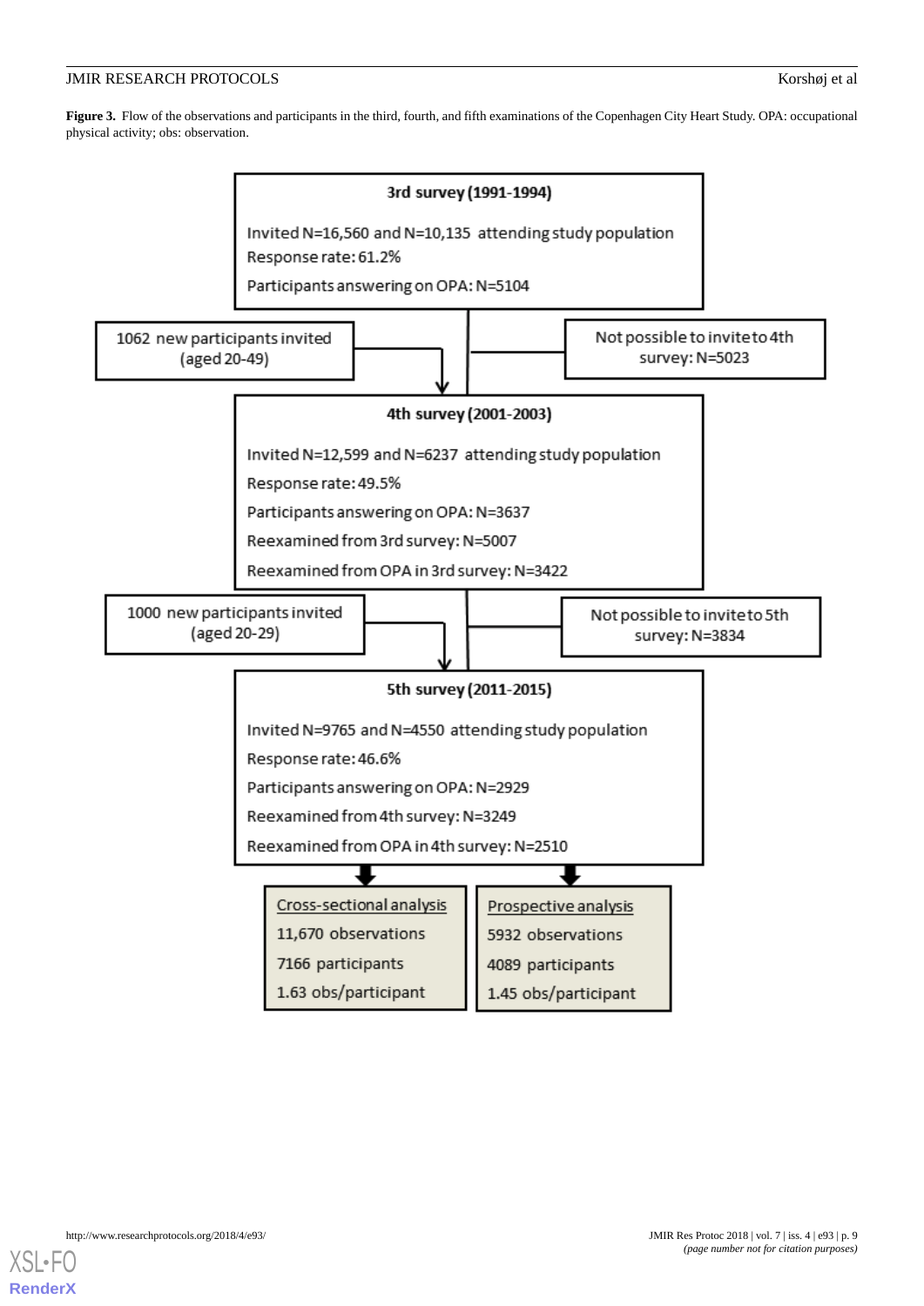**Figure 3.** Flow of the observations and participants in the third, fourth, and fifth examinations of the Copenhagen City Heart Study. OPA: occupational physical activity; obs: observation.

**3rd survey (1991-1994)**

Invited N=16,560 and N=10,135 attending study population

Response rate: 61.2%

Participants answering on OPA: N=5104

1062 new participants invited (aged 20-49)

Not possible to invite to 4th survey: N=5023

**4th survey (2001-2003)**

Invited N=12,599 and N=6237 attending study population

Response rate: 49.5%

Participants answering on OPA: N=3637

Reexamined from 3rd survey: N=5007

Reexamined from OPA in 3rd survey: N=3422

1000 new participants invited (aged 20-29)

Not possible to invite to 5th survey: N=3834

**5th survey (2011-2015)**

Invited N=9765 and N=4550 attending study population

Response rate: 46.6%

Participants answering on OPA: N=2929

Reexamined from 4th survey: N=3249

Reexamined from OPA in 4th survey: N=2510

Cross-sectional analysis

11,670 observations

7166 participants

1.63 obs/participant

Prospective analysis

5932 observations

4089 participants

1.45 obs/participant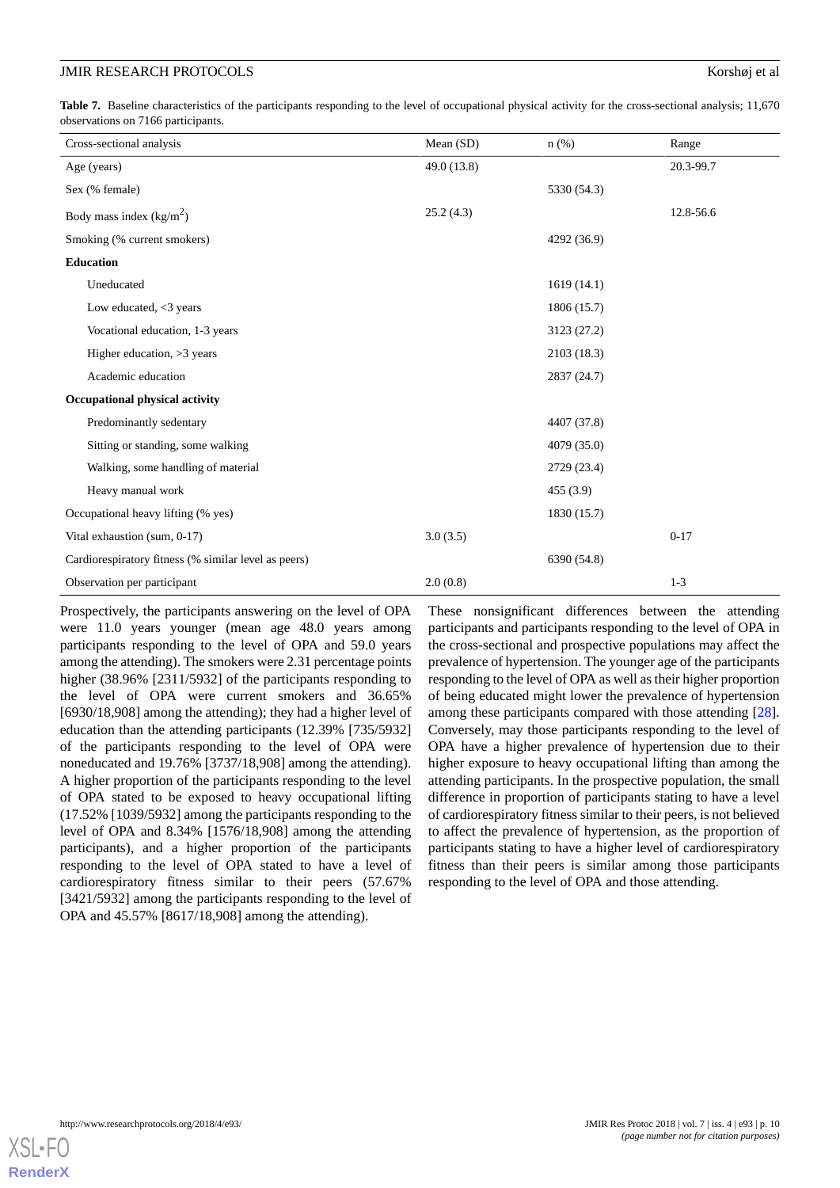**Table 7.** Baseline characteristics of the participants responding to the level of occupational physical activity for the cross-sectional analysis; 11,670 observations on 7166 participants.

| Cross-sectional analysis | Mean (SD) | n (%) | Range |
|---|---|---|---|
| Age (years) | 49.0 (13.8) | | 20.3-99.7 |
| Sex (% female) | | 5330 (54.3) | |
| Body mass index (kg/m$^2$) | 25.2 (4.3) | | 12.8-56.6 |
| Smoking (% current smokers) | | 4292 (36.9) | |
| **Education** | | | |
| Uneducated | | 1619 (14.1) | |
| Low educated, <3 years | | 1806 (15.7) | |
| Vocational education, 1-3 years | | 3123 (27.2) | |
| Higher education, >3 years | | 2103 (18.3) | |
| Academic education | | 2837 (24.7) | |
| **Occupational physical activity** | | | |
| Predominantly sedentary | | 4407 (37.8) | |
| Sitting or standing, some walking | | 4079 (35.0) | |
| Walking, some handling of material | | 2729 (23.4) | |
| Heavy manual work | | 455 (3.9) | |
| Occupational heavy lifting (% yes) | | 1830 (15.7) | |
| Vital exhaustion (sum, 0-17) | 3.0 (3.5) | | 0-17 |
| Cardiorespiratory fitness (% similar level as peers) | | 6390 (54.8) | |
| Observation per participant | 2.0 (0.8) | | 1-3 |

Prospectively, the participants answering on the level of OPA were 11.0 years younger (mean age 48.0 years among participants responding to the level of OPA and 59.0 years among the attending). The smokers were 2.31 percentage points higher (38.96% [2311/5932] of the participants responding to the level of OPA were current smokers and 36.65% [6930/18,908] among the attending); they had a higher level of education than the attending participants (12.39% [735/5932] of the participants responding to the level of OPA were noneducated and 19.76% [3737/18,908] among the attending). A higher proportion of the participants responding to the level of OPA stated to be exposed to heavy occupational lifting (17.52% [1039/5932] among the participants responding to the level of OPA and 8.34% [1576/18,908] among the attending participants), and a higher proportion of the participants responding to the level of OPA stated to have a level of cardiorespiratory fitness similar to their peers (57.67% [3421/5932] among the participants responding to the level of OPA and 45.57% [8617/18,908] among the attending).

These nonsignificant differences between the attending participants and participants responding to the level of OPA in the cross-sectional and prospective populations may affect the prevalence of hypertension. The younger age of the participants responding to the level of OPA as well as their higher proportion of being educated might lower the prevalence of hypertension among these participants compared with those attending [28]. Conversely, may those participants responding to the level of OPA have a higher prevalence of hypertension due to their higher exposure to heavy occupational lifting than among the attending participants. In the prospective population, the small difference in proportion of participants stating to have a level of cardiorespiratory fitness similar to their peers, is not believed to affect the prevalence of hypertension, as the proportion of participants stating to have a higher level of cardiorespiratory fitness than their peers is similar among those participants responding to the level of OPA and those attending.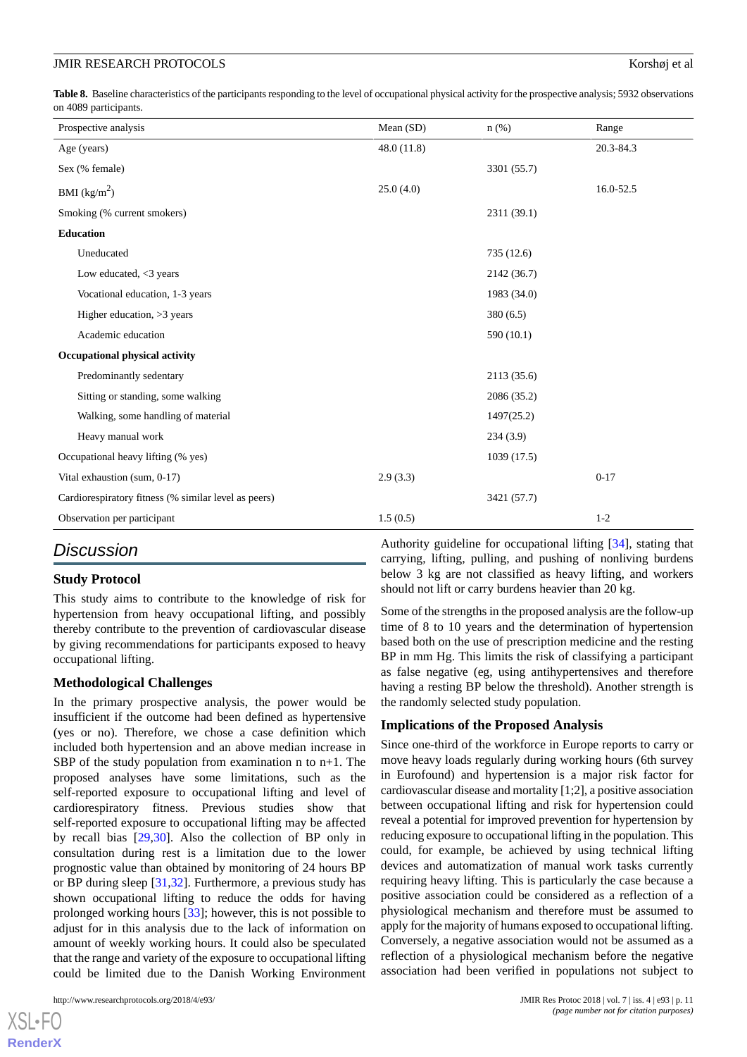**Table 8.** Baseline characteristics of the participants responding to the level of occupational physical activity for the prospective analysis; 5932 observations on 4089 participants.

| Prospective analysis | Mean (SD) | n (%) | Range |
| --- | --- | --- | --- |
| Age (years) | 48.0 (11.8) | | 20.3-84.3 |
| Sex (% female) | | 3301 (55.7) | |
| BMI (kg/m$^2$) | 25.0 (4.0) | | 16.0-52.5 |
| Smoking (% current smokers) | | 2311 (39.1) | |
| **Education** | | | |
| Uneducated | | 735 (12.6) | |
| Low educated, <3 years | | 2142 (36.7) | |
| Vocational education, 1-3 years | | 1983 (34.0) | |
| Higher education, >3 years | | 380 (6.5) | |
| Academic education | | 590 (10.1) | |
| **Occupational physical activity** | | | |
| Predominantly sedentary | | 2113 (35.6) | |
| Sitting or standing, some walking | | 2086 (35.2) | |
| Walking, some handling of material | | 1497(25.2) | |
| Heavy manual work | | 234 (3.9) | |
| Occupational heavy lifting (% yes) | | 1039 (17.5) | |
| Vital exhaustion (sum, 0-17) | 2.9 (3.3) | | 0-17 |
| Cardiorespiratory fitness (% similar level as peers) | | 3421 (57.7) | |
| Observation per participant | 1.5 (0.5) | | 1-2 |

## Discussion

### Study Protocol

This study aims to contribute to the knowledge of risk for hypertension from heavy occupational lifting, and possibly thereby contribute to the prevention of cardiovascular disease by giving recommendations for participants exposed to heavy occupational lifting.

### Methodological Challenges

In the primary prospective analysis, the power would be insufficient if the outcome had been defined as hypertensive (yes or no). Therefore, we chose a case definition which included both hypertension and an above median increase in SBP of the study population from examination n to n+1. The proposed analyses have some limitations, such as the self-reported exposure to occupational lifting and level of cardiorespiratory fitness. Previous studies show that self-reported exposure to occupational lifting may be affected by recall bias [29,30]. Also the collection of BP only in consultation during rest is a limitation due to the lower prognostic value than obtained by monitoring of 24 hours BP or BP during sleep [31,32]. Furthermore, a previous study has shown occupational lifting to reduce the odds for having prolonged working hours [33]; however, this is not possible to adjust for in this analysis due to the lack of information on amount of weekly working hours. It could also be speculated that the range and variety of the exposure to occupational lifting could be limited due to the Danish Working Environment Authority guideline for occupational lifting [34], stating that carrying, lifting, pulling, and pushing of nonliving burdens below 3 kg are not classified as heavy lifting, and workers should not lift or carry burdens heavier than 20 kg.

Some of the strengths in the proposed analysis are the follow-up time of 8 to 10 years and the determination of hypertension based both on the use of prescription medicine and the resting BP in mm Hg. This limits the risk of classifying a participant as false negative (eg, using antihypertensives and therefore having a resting BP below the threshold). Another strength is the randomly selected study population.

### Implications of the Proposed Analysis

Since one-third of the workforce in Europe reports to carry or move heavy loads regularly during working hours (6th survey in Eurofound) and hypertension is a major risk factor for cardiovascular disease and mortality [1;2], a positive association between occupational lifting and risk for hypertension could reveal a potential for improved prevention for hypertension by reducing exposure to occupational lifting in the population. This could, for example, be achieved by using technical lifting devices and automatization of manual work tasks currently requiring heavy lifting. This is particularly the case because a positive association could be considered as a reflection of a physiological mechanism and therefore must be assumed to apply for the majority of humans exposed to occupational lifting. Conversely, a negative association would not be assumed as a reflection of a physiological mechanism before the negative association had been verified in populations not subject to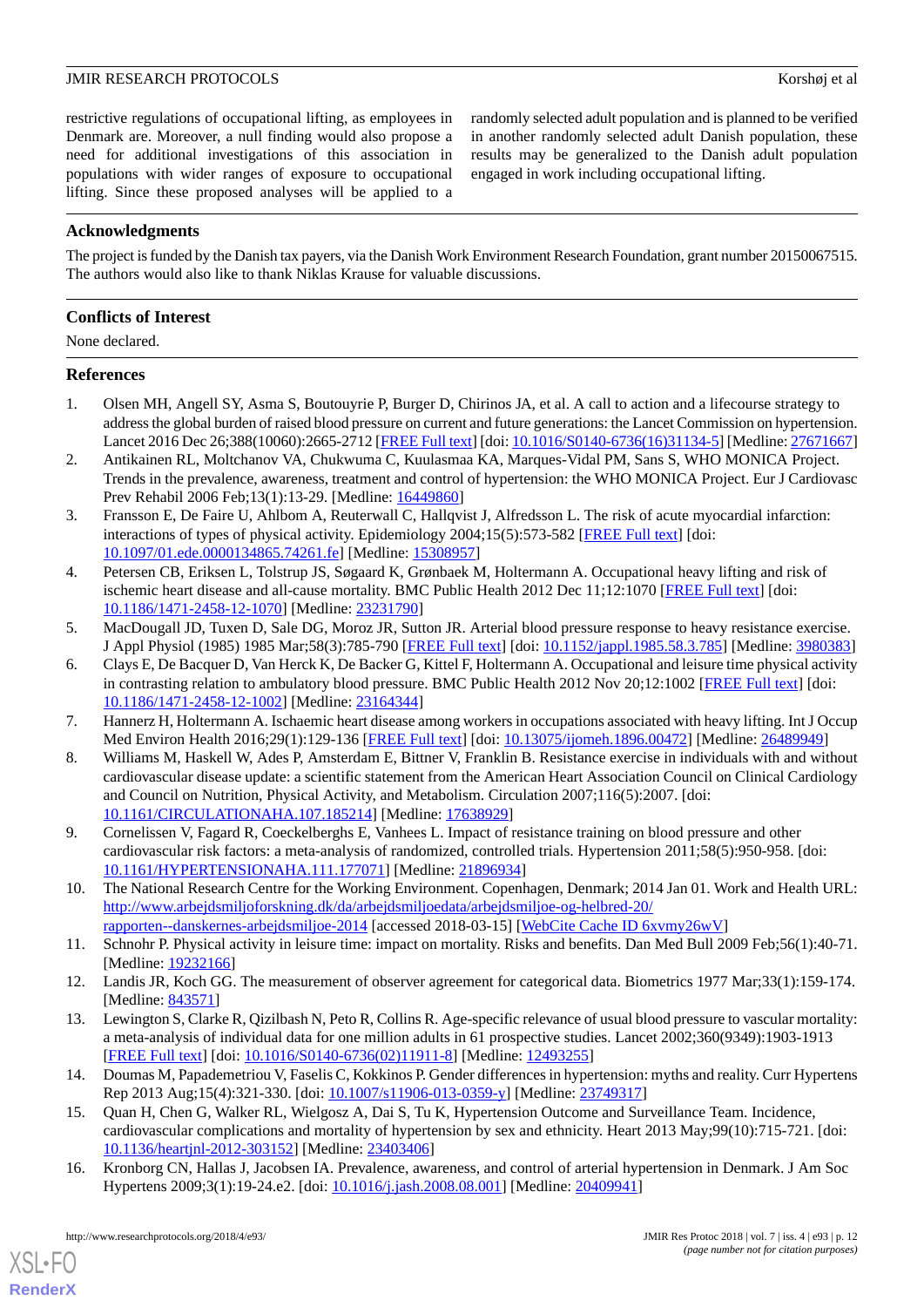restrictive regulations of occupational lifting, as employees in Denmark are. Moreover, a null finding would also propose a need for additional investigations of this association in populations with wider ranges of exposure to occupational lifting. Since these proposed analyses will be applied to a randomly selected adult population and is planned to be verified in another randomly selected adult Danish population, these results may be generalized to the Danish adult population engaged in work including occupational lifting.

## Acknowledgments

The project is funded by the Danish tax payers, via the Danish Work Environment Research Foundation, grant number 20150067515. The authors would also like to thank Niklas Krause for valuable discussions.

## Conflicts of Interest

None declared.

## References

1. Olsen MH, Angell SY, Asma S, Boutouyrie P, Burger D, Chirinos JA, et al. A call to action and a lifecourse strategy to address the global burden of raised blood pressure on current and future generations: the Lancet Commission on hypertension. Lancet 2016 Dec 26;388(10060):2665-2712 [FREE Full text] [doi: 10.1016/S0140-6736(16)31134-5] [Medline: 27671667]
2. Antikainen RL, Moltchanov VA, Chukwuma C, Kuulasmaa KA, Marques-Vidal PM, Sans S, WHO MONICA Project. Trends in the prevalence, awareness, treatment and control of hypertension: the WHO MONICA Project. Eur J Cardiovasc Prev Rehabil 2006 Feb;13(1):13-29. [Medline: 16449860]
3. Fransson E, De Faire U, Ahlbom A, Reuterwall C, Hallqvist J, Alfredsson L. The risk of acute myocardial infarction: interactions of types of physical activity. Epidemiology 2004;15(5):573-582 [FREE Full text] [doi: 10.1097/01.ede.0000134865.74261.fe] [Medline: 15308957]
4. Petersen CB, Eriksen L, Tolstrup JS, Søgaard K, Grønbaek M, Holtermann A. Occupational heavy lifting and risk of ischemic heart disease and all-cause mortality. BMC Public Health 2012 Dec 11;12:1070 [FREE Full text] [doi: 10.1186/1471-2458-12-1070] [Medline: 23231790]
5. MacDougall JD, Tuxen D, Sale DG, Moroz JR, Sutton JR. Arterial blood pressure response to heavy resistance exercise. J Appl Physiol (1985) 1985 Mar;58(3):785-790 [FREE Full text] [doi: 10.1152/jappl.1985.58.3.785] [Medline: 3980383]
6. Clays E, De Bacquer D, Van Herck K, De Backer G, Kittel F, Holtermann A. Occupational and leisure time physical activity in contrasting relation to ambulatory blood pressure. BMC Public Health 2012 Nov 20;12:1002 [FREE Full text] [doi: 10.1186/1471-2458-12-1002] [Medline: 23164344]
7. Hannerz H, Holtermann A. Ischaemic heart disease among workers in occupations associated with heavy lifting. Int J Occup Med Environ Health 2016;29(1):129-136 [FREE Full text] [doi: 10.13075/ijomeh.1896.00472] [Medline: 26489949]
8. Williams M, Haskell W, Ades P, Amsterdam E, Bittner V, Franklin B. Resistance exercise in individuals with and without cardiovascular disease update: a scientific statement from the American Heart Association Council on Clinical Cardiology and Council on Nutrition, Physical Activity, and Metabolism. Circulation 2007;116(5):2007. [doi: 10.1161/CIRCULATIONAHA.107.185214] [Medline: 17638929]
9. Cornelissen V, Fagard R, Coeckelberghs E, Vanhees L. Impact of resistance training on blood pressure and other cardiovascular risk factors: a meta-analysis of randomized, controlled trials. Hypertension 2011;58(5):950-958. [doi: 10.1161/HYPERTENSIONAHA.111.177071] [Medline: 21896934]
10. The National Research Centre for the Working Environment. Copenhagen, Denmark; 2014 Jan 01. Work and Health URL: http://www.arbejdsmiljoforskning.dk/da/arbejdsmiljoedata/arbejdsmiljoe-og-helbred-20/rapporten--danskernes-arbejdsmiljoe-2014 [accessed 2018-03-15] [WebCite Cache ID 6xvmy26wV]
11. Schnohr P. Physical activity in leisure time: impact on mortality. Risks and benefits. Dan Med Bull 2009 Feb;56(1):40-71. [Medline: 19232166]
12. Landis JR, Koch GG. The measurement of observer agreement for categorical data. Biometrics 1977 Mar;33(1):159-174. [Medline: 843571]
13. Lewington S, Clarke R, Qizilbash N, Peto R, Collins R. Age-specific relevance of usual blood pressure to vascular mortality: a meta-analysis of individual data for one million adults in 61 prospective studies. Lancet 2002;360(9349):1903-1913 [FREE Full text] [doi: 10.1016/S0140-6736(02)11911-8] [Medline: 12493255]
14. Doumas M, Papademetriou V, Faselis C, Kokkinos P. Gender differences in hypertension: myths and reality. Curr Hypertens Rep 2013 Aug;15(4):321-330. [doi: 10.1007/s11906-013-0359-y] [Medline: 23749317]
15. Quan H, Chen G, Walker RL, Wielgosz A, Dai S, Tu K, Hypertension Outcome and Surveillance Team. Incidence, cardiovascular complications and mortality of hypertension by sex and ethnicity. Heart 2013 May;99(10):715-721. [doi: 10.1136/heartjnl-2012-303152] [Medline: 23403406]
16. Kronborg CN, Hallas J, Jacobsen IA. Prevalence, awareness, and control of arterial hypertension in Denmark. J Am Soc Hypertens 2009;3(1):19-24.e2. [doi: 10.1016/j.jash.2008.08.001] [Medline: 20409941]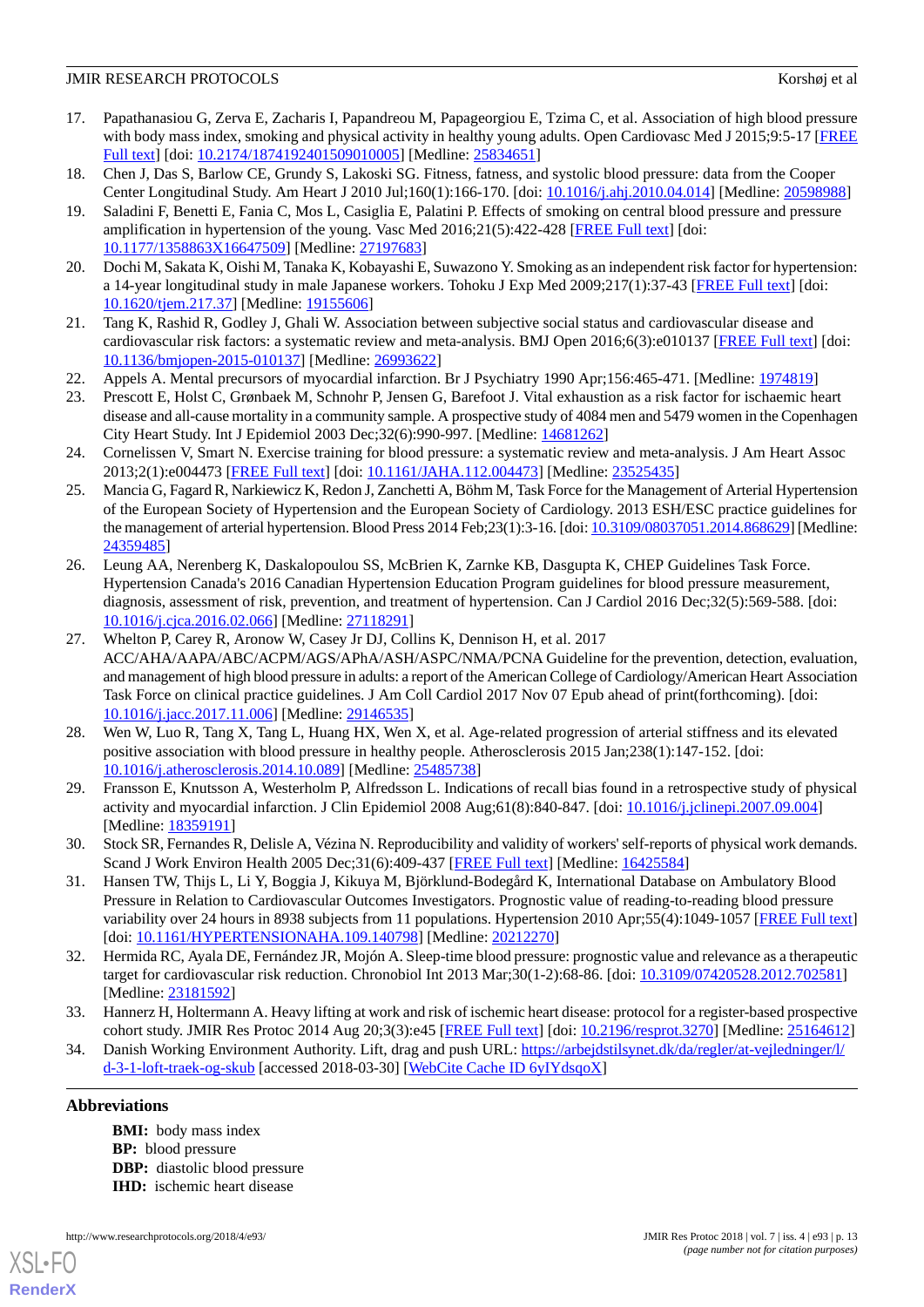17. Papathanasiou G, Zerva E, Zacharis I, Papandreou M, Papageorgiou E, Tzima C, et al. Association of high blood pressure with body mass index, smoking and physical activity in healthy young adults. Open Cardiovasc Med J 2015;9:5-17 [FREE Full text] [doi: 10.2174/1874192401509010005] [Medline: 25834651]
18. Chen J, Das S, Barlow CE, Grundy S, Lakoski SG. Fitness, fatness, and systolic blood pressure: data from the Cooper Center Longitudinal Study. Am Heart J 2010 Jul;160(1):166-170. [doi: 10.1016/j.ahj.2010.04.014] [Medline: 20598988]
19. Saladini F, Benetti E, Fania C, Mos L, Casiglia E, Palatini P. Effects of smoking on central blood pressure and pressure amplification in hypertension of the young. Vasc Med 2016;21(5):422-428 [FREE Full text] [doi: 10.1177/1358863X16647509] [Medline: 27197683]
20. Dochi M, Sakata K, Oishi M, Tanaka K, Kobayashi E, Suwazono Y. Smoking as an independent risk factor for hypertension: a 14-year longitudinal study in male Japanese workers. Tohoku J Exp Med 2009;217(1):37-43 [FREE Full text] [doi: 10.1620/tjem.217.37] [Medline: 19155606]
21. Tang K, Rashid R, Godley J, Ghali W. Association between subjective social status and cardiovascular disease and cardiovascular risk factors: a systematic review and meta-analysis. BMJ Open 2016;6(3):e010137 [FREE Full text] [doi: 10.1136/bmjopen-2015-010137] [Medline: 26993622]
22. Appels A. Mental precursors of myocardial infarction. Br J Psychiatry 1990 Apr;156:465-471. [Medline: 1974819]
23. Prescott E, Holst C, Grønbaek M, Schnohr P, Jensen G, Barefoot J. Vital exhaustion as a risk factor for ischaemic heart disease and all-cause mortality in a community sample. A prospective study of 4084 men and 5479 women in the Copenhagen City Heart Study. Int J Epidemiol 2003 Dec;32(6):990-997. [Medline: 14681262]
24. Cornelissen V, Smart N. Exercise training for blood pressure: a systematic review and meta-analysis. J Am Heart Assoc 2013;2(1):e004473 [FREE Full text] [doi: 10.1161/JAHA.112.004473] [Medline: 23525435]
25. Mancia G, Fagard R, Narkiewicz K, Redon J, Zanchetti A, Böhm M, Task Force for the Management of Arterial Hypertension of the European Society of Hypertension and the European Society of Cardiology. 2013 ESH/ESC practice guidelines for the management of arterial hypertension. Blood Press 2014 Feb;23(1):3-16. [doi: 10.3109/08037051.2014.868629] [Medline: 24359485]
26. Leung AA, Nerenberg K, Daskalopoulou SS, McBrien K, Zarnke KB, Dasgupta K, CHEP Guidelines Task Force. Hypertension Canada's 2016 Canadian Hypertension Education Program guidelines for blood pressure measurement, diagnosis, assessment of risk, prevention, and treatment of hypertension. Can J Cardiol 2016 Dec;32(5):569-588. [doi: 10.1016/j.cjca.2016.02.066] [Medline: 27118291]
27. Whelton P, Carey R, Aronow W, Casey Jr DJ, Collins K, Dennison H, et al. 2017 ACC/AHA/AAPA/ABC/ACPM/AGS/APhA/ASH/ASPC/NMA/PCNA Guideline for the prevention, detection, evaluation, and management of high blood pressure in adults: a report of the American College of Cardiology/American Heart Association Task Force on clinical practice guidelines. J Am Coll Cardiol 2017 Nov 07 Epub ahead of print(forthcoming). [doi: 10.1016/j.jacc.2017.11.006] [Medline: 29146535]
28. Wen W, Luo R, Tang X, Tang L, Huang HX, Wen X, et al. Age-related progression of arterial stiffness and its elevated positive association with blood pressure in healthy people. Atherosclerosis 2015 Jan;238(1):147-152. [doi: 10.1016/j.atherosclerosis.2014.10.089] [Medline: 25485738]
29. Fransson E, Knutsson A, Westerholm P, Alfredsson L. Indications of recall bias found in a retrospective study of physical activity and myocardial infarction. J Clin Epidemiol 2008 Aug;61(8):840-847. [doi: 10.1016/j.jclinepi.2007.09.004] [Medline: 18359191]
30. Stock SR, Fernandes R, Delisle A, Vézina N. Reproducibility and validity of workers' self-reports of physical work demands. Scand J Work Environ Health 2005 Dec;31(6):409-437 [FREE Full text] [Medline: 16425584]
31. Hansen TW, Thijs L, Li Y, Boggia J, Kikuya M, Björklund-Bodegård K, International Database on Ambulatory Blood Pressure in Relation to Cardiovascular Outcomes Investigators. Prognostic value of reading-to-reading blood pressure variability over 24 hours in 8938 subjects from 11 populations. Hypertension 2010 Apr;55(4):1049-1057 [FREE Full text] [doi: 10.1161/HYPERTENSIONAHA.109.140798] [Medline: 20212270]
32. Hermida RC, Ayala DE, Fernández JR, Mojón A. Sleep-time blood pressure: prognostic value and relevance as a therapeutic target for cardiovascular risk reduction. Chronobiol Int 2013 Mar;30(1-2):68-86. [doi: 10.3109/07420528.2012.702581] [Medline: 23181592]
33. Hannerz H, Holtermann A. Heavy lifting at work and risk of ischemic heart disease: protocol for a register-based prospective cohort study. JMIR Res Protoc 2014 Aug 20;3(3):e45 [FREE Full text] [doi: 10.2196/resprot.3270] [Medline: 25164612]
34. Danish Working Environment Authority. Lift, drag and push URL: https://arbejdstilsynet.dk/da/regler/at-vejledninger/l/d-3-1-loft-traek-og-skub [accessed 2018-03-30] [WebCite Cache ID 6yIYdsqoX]

## Abbreviations

**BMI:** body mass index
**BP:** blood pressure
**DBP:** diastolic blood pressure
**IHD:** ischemic heart disease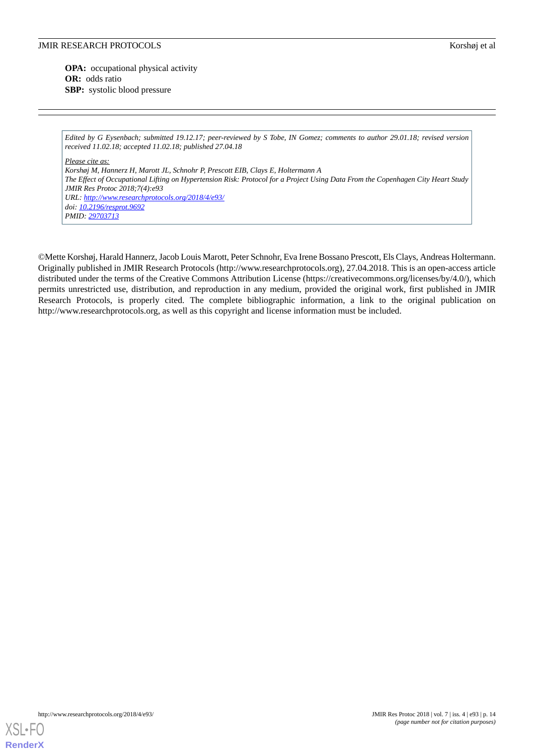**OPA:** occupational physical activity
**OR:** odds ratio
**SBP:** systolic blood pressure

---

*Edited by G Eysenbach; submitted 19.12.17; peer-reviewed by S Tobe, IN Gomez; comments to author 29.01.18; revised version received 11.02.18; accepted 11.02.18; published 27.04.18*

*Please cite as:*
*Korshøj M, Hannerz H, Marott JL, Schnohr P, Prescott EIB, Clays E, Holtermann A*
*The Effect of Occupational Lifting on Hypertension Risk: Protocol for a Project Using Data From the Copenhagen City Heart Study*
*JMIR Res Protoc 2018;7(4):e93*
*URL: http://www.researchprotocols.org/2018/4/e93/*
*doi: 10.2196/resprot.9692*
*PMID: 29703713*

©Mette Korshøj, Harald Hannerz, Jacob Louis Marott, Peter Schnohr, Eva Irene Bossano Prescott, Els Clays, Andreas Holtermann. Originally published in JMIR Research Protocols (http://www.researchprotocols.org), 27.04.2018. This is an open-access article distributed under the terms of the Creative Commons Attribution License (https://creativecommons.org/licenses/by/4.0/), which permits unrestricted use, distribution, and reproduction in any medium, provided the original work, first published in JMIR Research Protocols, is properly cited. The complete bibliographic information, a link to the original publication on http://www.researchprotocols.org, as well as this copyright and license information must be included.